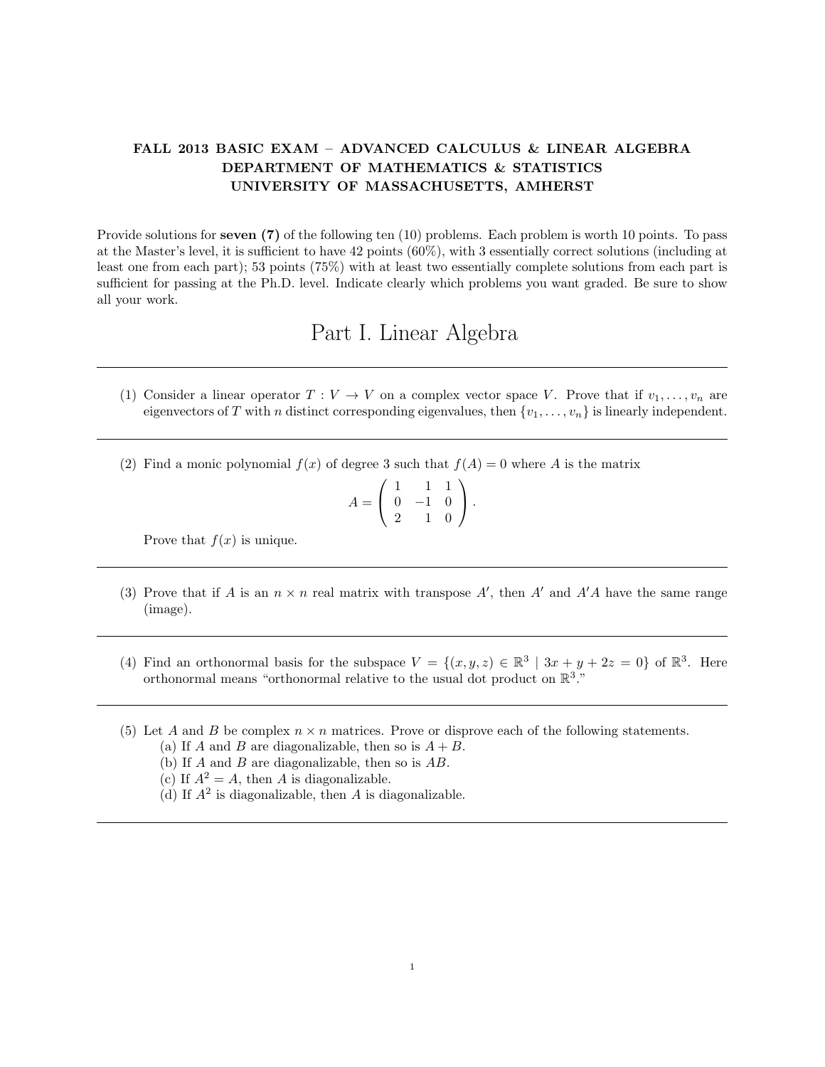**FALL 2013 BASIC EXAM – ADVANCED CALCULUS & LINEAR ALGEBRA**
**DEPARTMENT OF MATHEMATICS & STATISTICS**
**UNIVERSITY OF MASSACHUSETTS, AMHERST**

Provide solutions for **seven (7)** of the following ten (10) problems. Each problem is worth 10 points. To pass at the Master's level, it is sufficient to have 42 points (60%), with 3 essentially correct solutions (including at least one from each part); 53 points (75%) with at least two essentially complete solutions from each part is sufficient for passing at the Ph.D. level. Indicate clearly which problems you want graded. Be sure to show all your work.

# Part I. Linear Algebra

---

(1) Consider a linear operator $T : V \to V$ on a complex vector space $V$. Prove that if $v_1, \dots, v_n$ are eigenvectors of $T$ with $n$ distinct corresponding eigenvalues, then $\{v_1, \dots, v_n\}$ is linearly independent.

---

(2) Find a monic polynomial $f(x)$ of degree 3 such that $f(A) = 0$ where $A$ is the matrix

$$A = \begin{pmatrix} 1 & 1 & 1 \\ 0 & -1 & 0 \\ 2 & 1 & 0 \end{pmatrix}.$$

Prove that $f(x)$ is unique.

---

(3) Prove that if $A$ is an $n \times n$ real matrix with transpose $A'$, then $A'$ and $A'A$ have the same range (image).

---

(4) Find an orthonormal basis for the subspace $V = \{(x, y, z) \in \mathbb{R}^3 \mid 3x + y + 2z = 0\}$ of $\mathbb{R}^3$. Here orthonormal means "orthonormal relative to the usual dot product on $\mathbb{R}^3$."

---

(5) Let $A$ and $B$ be complex $n \times n$ matrices. Prove or disprove each of the following statements.
  (a) If $A$ and $B$ are diagonalizable, then so is $A + B$.
  (b) If $A$ and $B$ are diagonalizable, then so is $AB$.
  (c) If $A^2 = A$, then $A$ is diagonalizable.
  (d) If $A^2$ is diagonalizable, then $A$ is diagonalizable.

---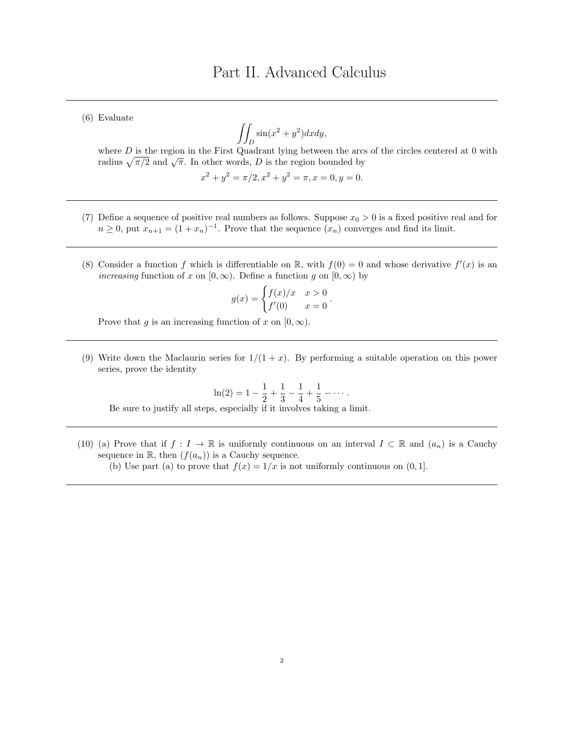# Part II. Advanced Calculus

(6) Evaluate

$$\iint_D \sin(x^2+y^2)dxdy,$$

where $D$ is the region in the First Quadrant lying between the arcs of the circles centered at 0 with radius $\sqrt{\pi/2}$ and $\sqrt{\pi}$. In other words, $D$ is the region bounded by

$$x^2+y^2=\pi/2, x^2+y^2=\pi, x=0, y=0.$$

---

(7) Define a sequence of positive real numbers as follows. Suppose $x_0>0$ is a fixed positive real and for $n \geq 0$, put $x_{n+1}=(1+x_n)^{-1}$. Prove that the sequence $(x_n)$ converges and find its limit.

---

(8) Consider a function $f$ which is differentiable on $\mathbb{R}$, with $f(0)=0$ and whose derivative $f'(x)$ is an *increasing* function of $x$ on $[0,\infty)$. Define a function $g$ on $[0,\infty)$ by

$$g(x)=\begin{cases} f(x)/x & x>0 \\ f'(0) & x=0 \end{cases}.$$

Prove that $g$ is an increasing function of $x$ on $[0,\infty)$.

---

(9) Write down the Maclaurin series for $1/(1+x)$. By performing a suitable operation on this power series, prove the identity

$$\ln(2)=1-\frac{1}{2}+\frac{1}{3}-\frac{1}{4}+\frac{1}{5}-\cdots.$$

Be sure to justify all steps, especially if it involves taking a limit.

---

(10) (a) Prove that if $f: I \to \mathbb{R}$ is uniformly continuous on an interval $I \subset \mathbb{R}$ and $(a_n)$ is a Cauchy sequence in $\mathbb{R}$, then $(f(a_n))$ is a Cauchy sequence.

(b) Use part (a) to prove that $f(x)=1/x$ is not uniformly continuous on $(0,1]$.